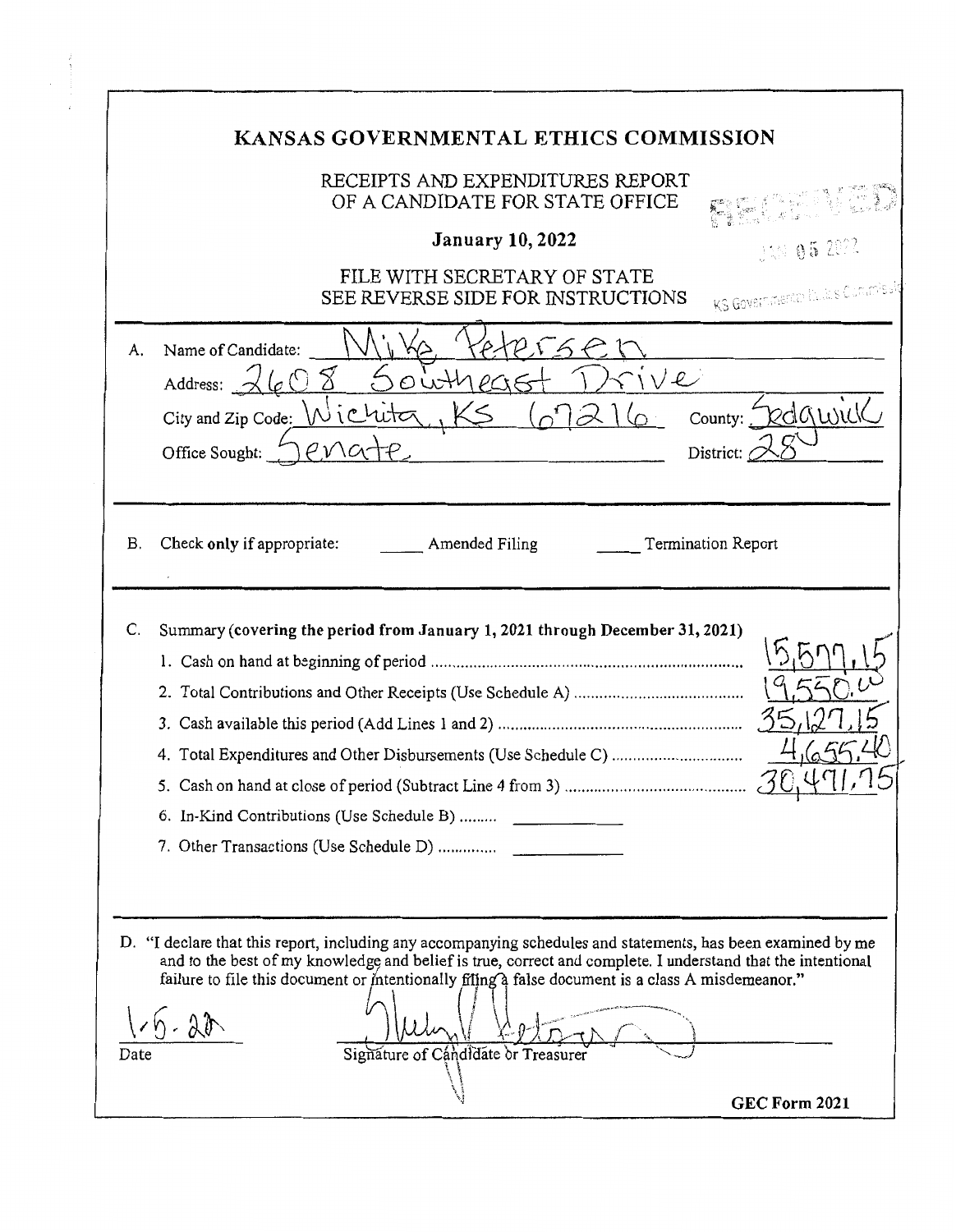# KANSAS GOVERNMENTAL ETHICS COMMISSION

RECEIPTS AND EXPENDITURES REPORT
OF A CANDIDATE FOR STATE OFFICE

**January 10, 2022**

FILE WITH SECRETARY OF STATE
SEE REVERSE SIDE FOR INSTRUCTIONS

RECEIVED
JAN 05 2022
KS Governmental Ethics Commission

---

A. Name of Candidate: Mike Petersen

Address: 2608 Southeast Drive

City and Zip Code: Wichita, KS 67216 County: Sedgwick

Office Sought: Senate District: 28

---

B. Check only if appropriate: _____ Amended Filing _____ Termination Report

---

C. Summary (covering the period from January 1, 2021 through December 31, 2021)

1. Cash on hand at beginning of period ........................................ 15,577.15
2. Total Contributions and Other Receipts (Use Schedule A) ........................................ 19,550.00
3. Cash available this period (Add Lines 1 and 2) ........................................ 35,127.15
4. Total Expenditures and Other Disbursements (Use Schedule C) ........................................ 4,655.40
5. Cash on hand at close of period (Subtract Line 4 from 3) ........................................ 30,471.75
6. In-Kind Contributions (Use Schedule B) ......... ____________
7. Other Transactions (Use Schedule D) .............. ____________

---

D. "I declare that this report, including any accompanying schedules and statements, has been examined by me and to the best of my knowledge and belief is true, correct and complete. I understand that the intentional failure to file this document or intentionally filing a false document is a class A misdemeanor."

1-5-22
Date

Mike Petersen
Signature of Candidate or Treasurer

GEC Form 2021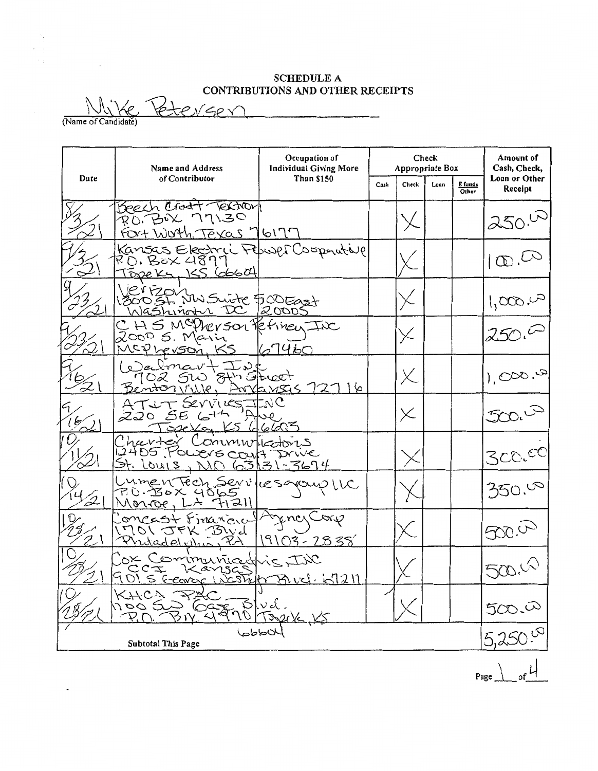## SCHEDULE A
## CONTRIBUTIONS AND OTHER RECEIPTS

Mike Petersen
(Name of Candidate)

| Date | Name and Address of Contributor | Occupation of Individual Giving More Than $150 | Check Appropriate Box | | | | Amount of Cash, Check, Loan or Other Receipt |
|---|---|---|---|---|---|---|---|
| | | | Cash | Check | Loan | E funds / Other | |
| 8/3/21 | Beech Craft Textron P.O. Box 77130 Fort Worth Texas 76177 | | | X | | | 250.00 |
| 9/3/21 | Kansas Electric Power Cooperative P.O. Box 4877 Topeka, KS 66604 | | | X | | | 100.00 |
| 9/23/21 | Verizon 1300 St. NW Suite 500 East Washington DC 20005 | | | X | | | 1,000.00 |
| 9/23/21 | CHS McPherson Refinery Inc 2000 S. Main McPherson, KS 67460 | | | X | | | 250.00 |
| 9/16/21 | Walmart Inc 702 SW 8th Street Bentonville, Arkansas 72716 | | | X | | | 1,000.00 |
| 9/16/21 | AT&T Services, INC 220 SE 6th Ave Topeka KS 66603 | | | X | | | 500.00 |
| 10/1/21 | Charter Communications 12405 Powers Court Drive St. Louis, MO 63131-3674 | | | X | | | 300.00 |
| 10/14/21 | Lumen Tech Services group LLC P.O. Box 4065 Monroe, LA 71211 | | | X | | | 350.00 |
| 10/25/21 | Comcast Financial Agency Corp 1701 JFK Blvd Philadelphia, PA 19103-2838 | | | X | | | 500.00 |
| 10/28/21 | Cox Communications, INC CCI Kansas 901 S George Washington Blvd. 67211 | | | X | | | 500.00 |
| 10/28/21 | KHCA PAC 700 SW Case Blvd. P.O. Box 4990 Topeka, KS 66604 | | | X | | | 500.00 |
| | **Subtotal This Page** | | | | | | 5,250.00 |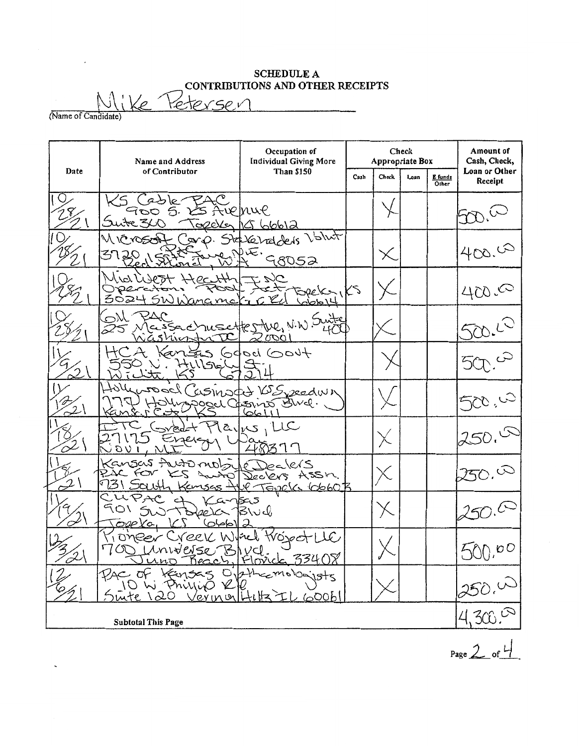**SCHEDULE A**
**CONTRIBUTIONS AND OTHER RECEIPTS**

Mike Petersen
(Name of Candidate)

| Date | Name and Address of Contributor | Occupation of Individual Giving More Than $150 | Cash | Check | Loan | E funds Other | Amount of Cash, Check, Loan or Other Receipt |
|---|---|---|---|---|---|---|---|
| 10/28/21 | KS Cable PAC 900 S. KS Avenue Suite 300 Topeka KS 66612 | | | X | | | 500.00 |
| 10/28/21 | Microsoft Corp. Stakeholders Volunt PAC 3720 159th Ave NE. Redmond, WA 98052 | | | X | | | 400.00 |
| 10/28/21 | MidWest Health INC Operations Pool Act Topeka, KS 3024 SW Wanamaker Rd 66614 | | | X | | | 400.00 |
| 10/28/21 | GM PAC 25 Massachusetts Ave, N.W. Suite 400 Washington DC 20001 | | | X | | | 500.00 |
| 11/9/21 | HCA Kansas Good Govt 550 N. Hillside St. Wichita, KS 67214 | | | X | | | 500.00 |
| 11/12/21 | Hollywood Casino at KS Speedway 777 Hollywood Casino Blvd. Kansas City KS 66111 | | | X | | | 500.00 |
| 11/18/21 | ITC Great Plains, LLC 27175 Energy Way Novi, MI 48377 | | | X | | | 250.00 |
| 11/18/21 | Kansas Automobile Dealers PAC for KS Auto Dealers Assn. 731 South Kansas Ave Topeka 66603 | | | X | | | 250.00 |
| 11/19/21 | CUPAC of Kansas 901 SW Topeka Blvd Topeka, KS 66612 | | | X | | | 250.00 |
| 12/3/21 | Pioneer Creek Wind Project LLC 700 Universe Blvd. Juno Beach, Florida 33408 | | | X | | | 500.00 |
| 12/6/21 | PAC of Kansas Ophthalmologists 10 W Phillip Rd Suite 120 Vernon Hills IL 60061 | | | X | | | 250.00 |
| **Subtotal This Page** | | | | | | | 4,300.00 |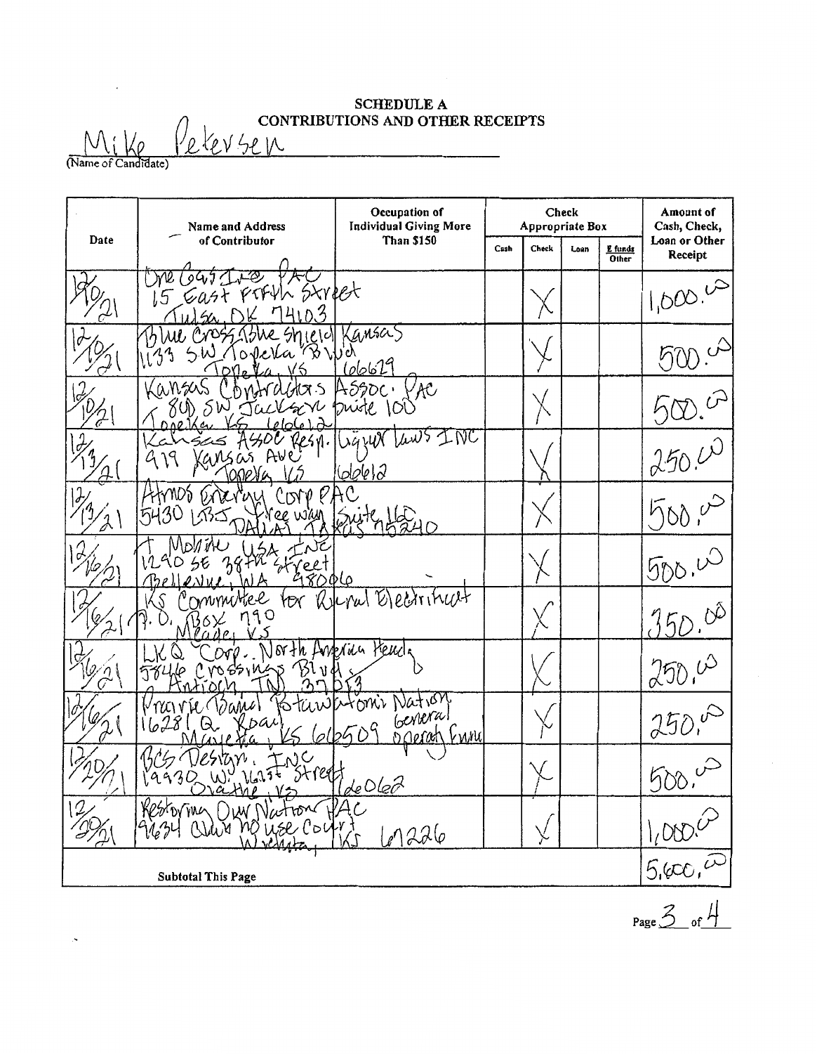# SCHEDULE A
## CONTRIBUTIONS AND OTHER RECEIPTS

Mike Petersen
(Name of Candidate)

| Date | Name and Address of Contributor | Occupation of Individual Giving More Than $150 | Cash | Check | Loan | E funds Other | Amount of Cash, Check, Loan or Other Receipt |
|---|---|---|---|---|---|---|---|
| 12/10/21 | One Gas Inc PAC 15 East Fifth Street Tulsa, OK 74103 | | | X | | | 1,000.00 |
| 12/10/21 | Blue Cross Blue Shield Kansas 1133 SW Topeka Blvd Topeka, KS 66629 | | | X | | | 500.00 |
| 12/10/21 | Kansas Contractors Assoc. PAC 800 SW Jackson Suite 100 Topeka KS 66612 | | | X | | | 500.00 |
| 12/13/21 | Kansas Assoc Resp. Liquor Laws INC 919 Kansas Ave Topeka KS 66612 | | | X | | | 250.00 |
| 12/13/21 | Atmos Energy Corp PAC 5430 LBJ Free way Suite 160 DALLAS TX 75240 | | | X | | | 500.00 |
| 12/16/21 | T Mobile USA INC 12920 SE 38th Street Bellevue, WA 98006 | | | X | | | 500.00 |
| 12/16/21 | KS Committee for Rural Electrification P.O. Box 790 Meade, KS | | | X | | | 350.00 |
| 12/16/21 | LKQ Corp. North America Head. 5846 Crossings Blvd. Antioch, TN 37013 | | | X | | | 250.00 |
| 12/16/21 | Prairie Band Potawatomi Nation 16281 Q Road Mayetta, KS 66509 | General Operating Fund | | X | | | 250.00 |
| 12/20/21 | BCS Design, INC 19930 W. 162nd Street Olathe, KS 66062 | | | X | | | 500.00 |
| 12/29/21 | Restoring Our Nation PAC 9634 Clubhouse Court Wichita, KS 67226 | | | X | | | 1,000.00 |
| | **Subtotal This Page** | | | | | | 5,600.00 |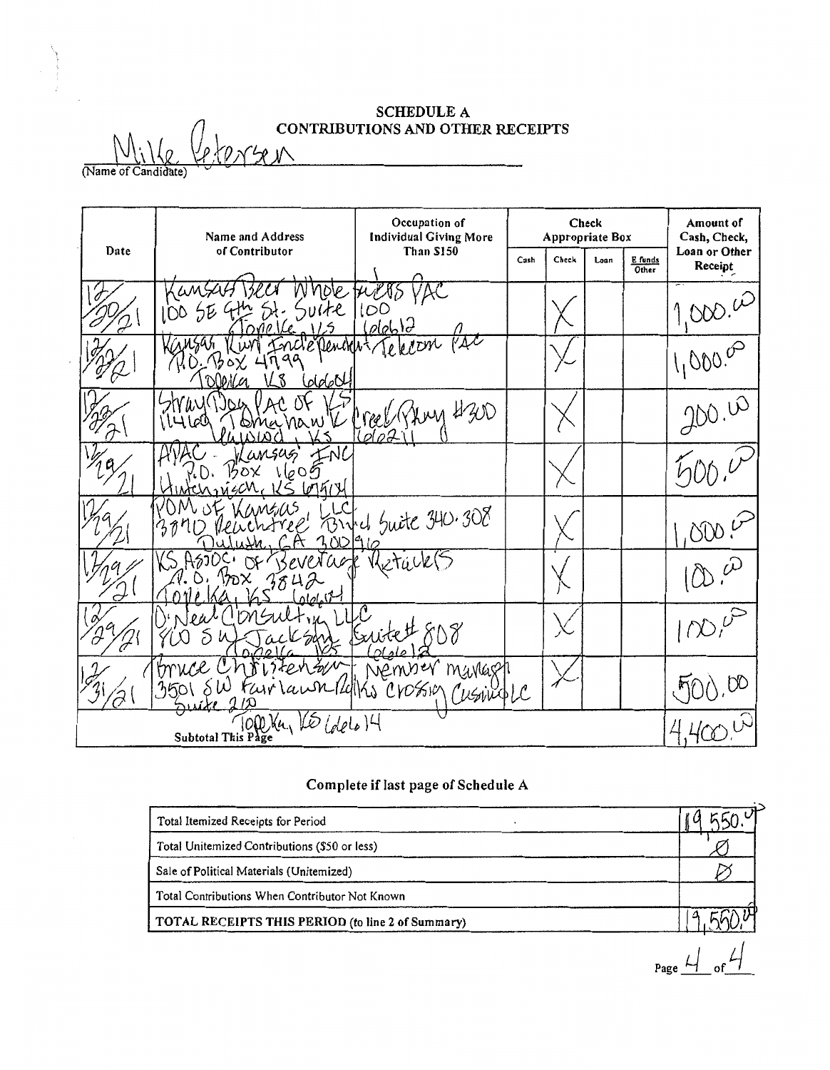## SCHEDULE A
## CONTRIBUTIONS AND OTHER RECEIPTS

Mike Petersen
(Name of Candidate)

| Date | Name and Address of Contributor | Occupation of Individual Giving More Than $150 | Check Appropriate Box | | | | Amount of Cash, Check, Loan or Other Receipt |
|---|---|---|---|---|---|---|---|
| | | | Cash | Check | Loan | E funds Other | |
| 12/20/21 | Kansas Beer Wholesalers PAC 100 SE 4th St. Suite 100 Topeka KS 66612 | | | X | | | 1,000.00 |
| 12/22/21 | Kansas Rural Independent Telecom PAC P.O. Box 4799 Topeka KS 66604 | | | X | | | 1,000.00 |
| 12/22/21 | Stray Dog PAC OF KS 11460 Tomahawk Creek Pkwy #300 Leawood, KS 66211 | | | X | | | 200.00 |
| 12/29/21 | APAC - Kansas INC P.O. Box 1605 Hutchinson, KS 67504 | | | X | | | 500.00 |
| 12/29/21 | POM of Kansas, LLC 3870 Peachtree Blvd Suite 340-308 Duluth, GA 30096 | | | X | | | 1,000.00 |
| 12/29/21 | KS Assoc. of Beverage Retailers P.O. Box 3842 Topeka, KS 66604 | | | X | | | 100.00 |
| 12/29/21 | O'Neal Consulting LLC 800 SW Jackson Suite #808 Topeka KS 66612 | | | X | | | 100.00 |
| 12/31/21 | Bruce Christensen 3501 SW Fairlawn Rd Suite 210 Topeka, KS 66614 | Member manager Ks Crossing Casino LC | | X | | | 500.00 |
| | Subtotal This Page | | | | | | 4,400.00 |

### Complete if last page of Schedule A

| | |
|---|---|
| Total Itemized Receipts for Period | 19,550.00 |
| Total Unitemized Contributions ($50 or less) | Ø |
| Sale of Political Materials (Unitemized) | Ø |
| Total Contributions When Contributor Not Known | |
| TOTAL RECEIPTS THIS PERIOD (to line 2 of Summary) | 19,550.00 |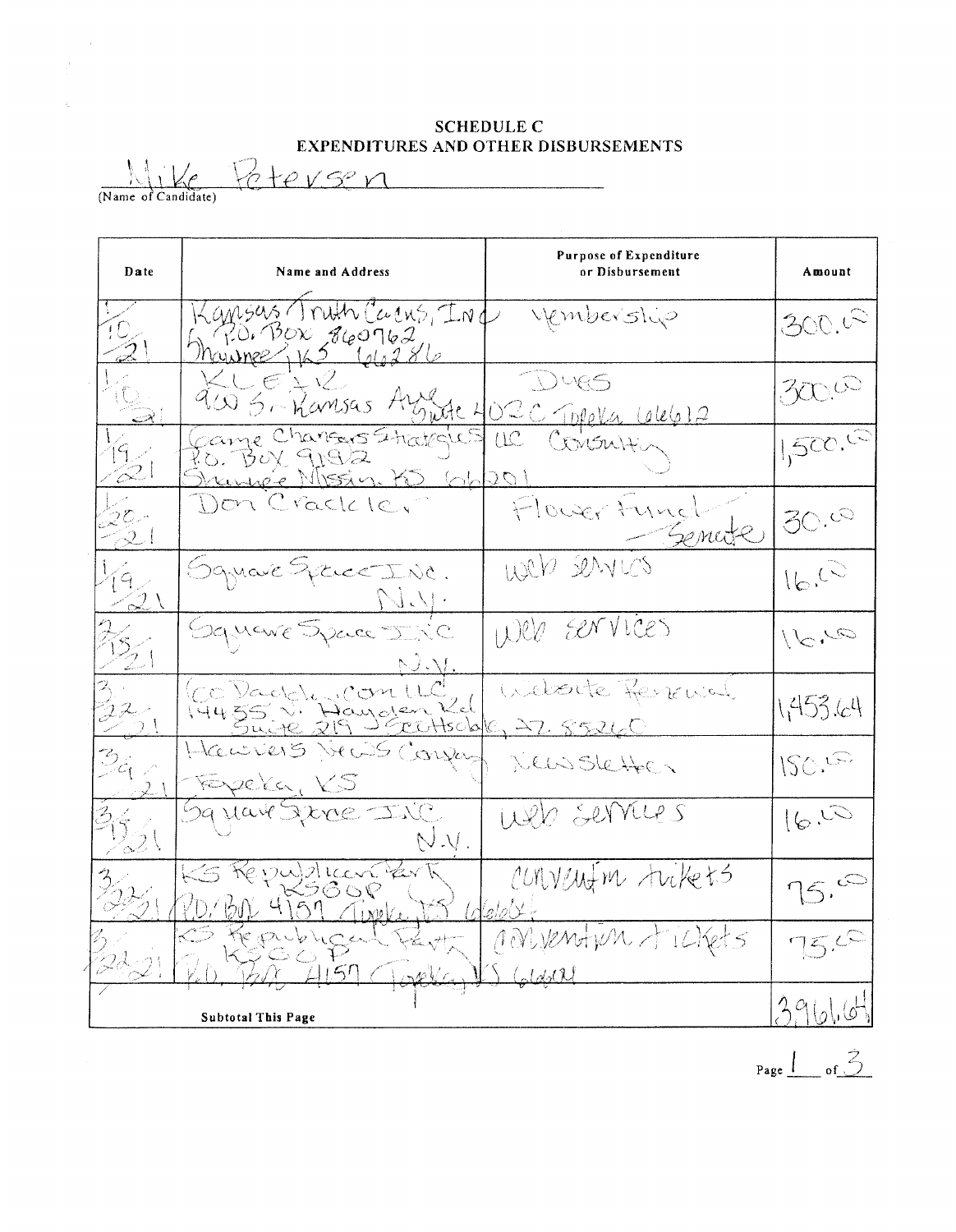# SCHEDULE C
## EXPENDITURES AND OTHER DISBURSEMENTS

Mike Petersen
(Name of Candidate)

| Date | Name and Address | Purpose of Expenditure or Disbursement | Amount |
|---|---|---|---|
| 1/10/21 | Kansas Truth Caucus, INC P.O. Box 860762 Shawnee, KS 66286 | Membership | 300.00 |
| 1/10/21 | KLEIR 900 S. Kansas Ave Suite 402C Topeka 66612 | Dues | 300.00 |
| 1/19/21 | Game Changers Strategies LLC P.O. Box 9192 Shawnee Mission KS 66201 | Consulting | 1,500.00 |
| 1/28/21 | Don Crackler | Flower Fund Senate | 30.00 |
| 1/19/21 | Square Space INC. N.Y. | Web services | 16.00 |
| 2/15/21 | Square Space INC N.Y. | Web services | 16.00 |
| 3/22/21 | GoDaddy.com LLC 14455 N. Hayden Rd Suite 219 Scottsdale, AZ 85260 | Website Renewal | 1,453.64 |
| 3/9/21 | Harvers News Company Topeka, KS | Newsletter | 150.00 |
| 3/15/21 | Square Space INC N.Y. | Web services | 16.00 |
| 3/22/21 | KS Republican Party KSGOP P.O. Box 4157 Topeka KS 66604 | Convention tickets | 75.00 |
| 3/22/21 | KS Republican Party KSGOP P.O. Box 4157 Topeka KS 66604 | Convention Tickets | 75.00 |
| | **Subtotal This Page** | | 3961.64 |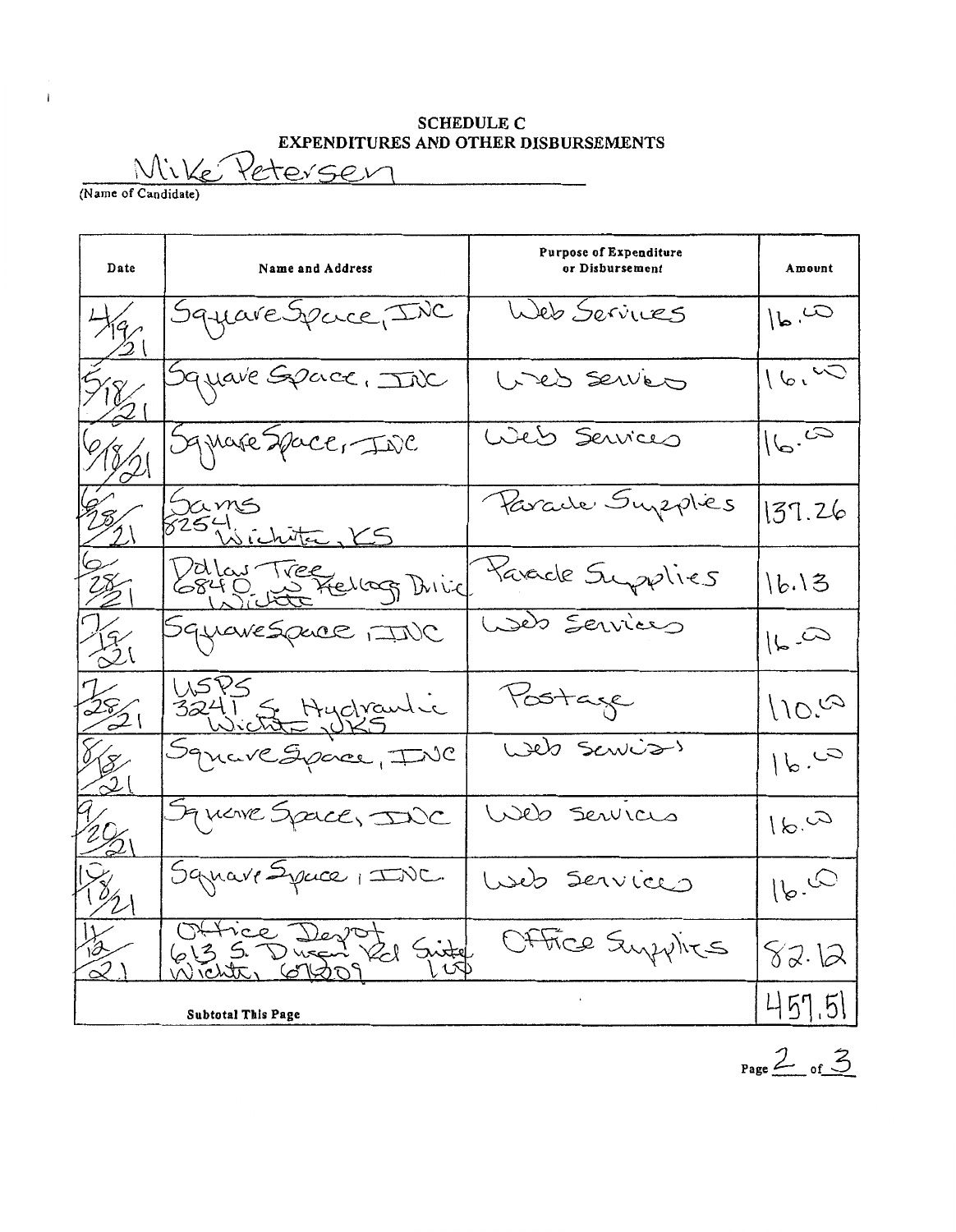**SCHEDULE C**
**EXPENDITURES AND OTHER DISBURSEMENTS**

Mike Petersen
(Name of Candidate)

| Date | Name and Address | Purpose of Expenditure or Disbursement | Amount |
|---|---|---|---|
| 4/19/21 | SquareSpace, INC | Web Services | 16.00 |
| 5/18/21 | Square Space, INC | Web Services | 16.00 |
| 6/18/21 | SquareSpace, INC | Web Services | 16.00 |
| 6/28/21 | Sams 8254 Wichita, KS | Parade Supplies | 137.26 |
| 6/28/21 | Dollar Tree 6840 W Kellogg Drive Wichita | Parade Supplies | 16.13 |
| 7/19/21 | SquareSpace, INC | Web Services | 16.00 |
| 7/28/21 | USPS 3241 S. Hydraulic Wichita, KS | Postage | 110.00 |
| 8/18/21 | SquareSpace, INC | Web Services | 16.00 |
| 9/20/21 | Square Space, INC | Web Services | 16.00 |
| 10/18/21 | Square Space, INC | Web Services | 16.00 |
| 11/12/21 | Office Depot 613 S. Dugan Rd Suite 100 Wichita, 67209 | Office Supplies | 82.12 |
| **Subtotal This Page** | | | 457.51 |

Page 2 of 3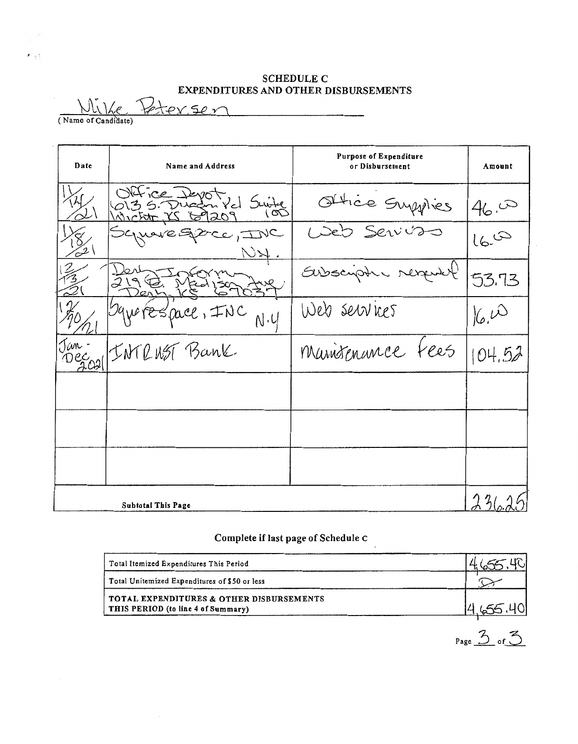# SCHEDULE C
## EXPENDITURES AND OTHER DISBURSEMENTS

Mike Petersen
(Name of Candidate)

| Date | Name and Address | Purpose of Expenditure or Disbursement | Amount |
|---|---|---|---|
| 11/14/21 | Office Depot 613 S. Dugan Rd Suite 100 Wichita, KS 67209 | Office Supplies | 46.00 |
| 11/18/21 | Squarespace, INC NY. | Web Services | 16.00 |
| 12/13/21 | Derby Informer 219 E. Madison Ave Derby, KS 67037 | Subscription renewal | 53.73 |
| 12/20/21 | Squarespace, INC N.Y | Web services | 16.00 |
| Jan - Dec 2021 | INTRUST Bank | maintenance fees | 104.52 |
| | | | |
| | | | |
| | | | |
| **Subtotal This Page** | | | 236.25 |

**Complete if last page of Schedule C**

| | |
|---|---|
| Total Itemized Expenditures This Period | 4,655.40 |
| Total Unitemized Expenditures of $50 or less | 0 |
| **TOTAL EXPENDITURES & OTHER DISBURSEMENTS THIS PERIOD (to line 4 of Summary)** | 4,655.40 |